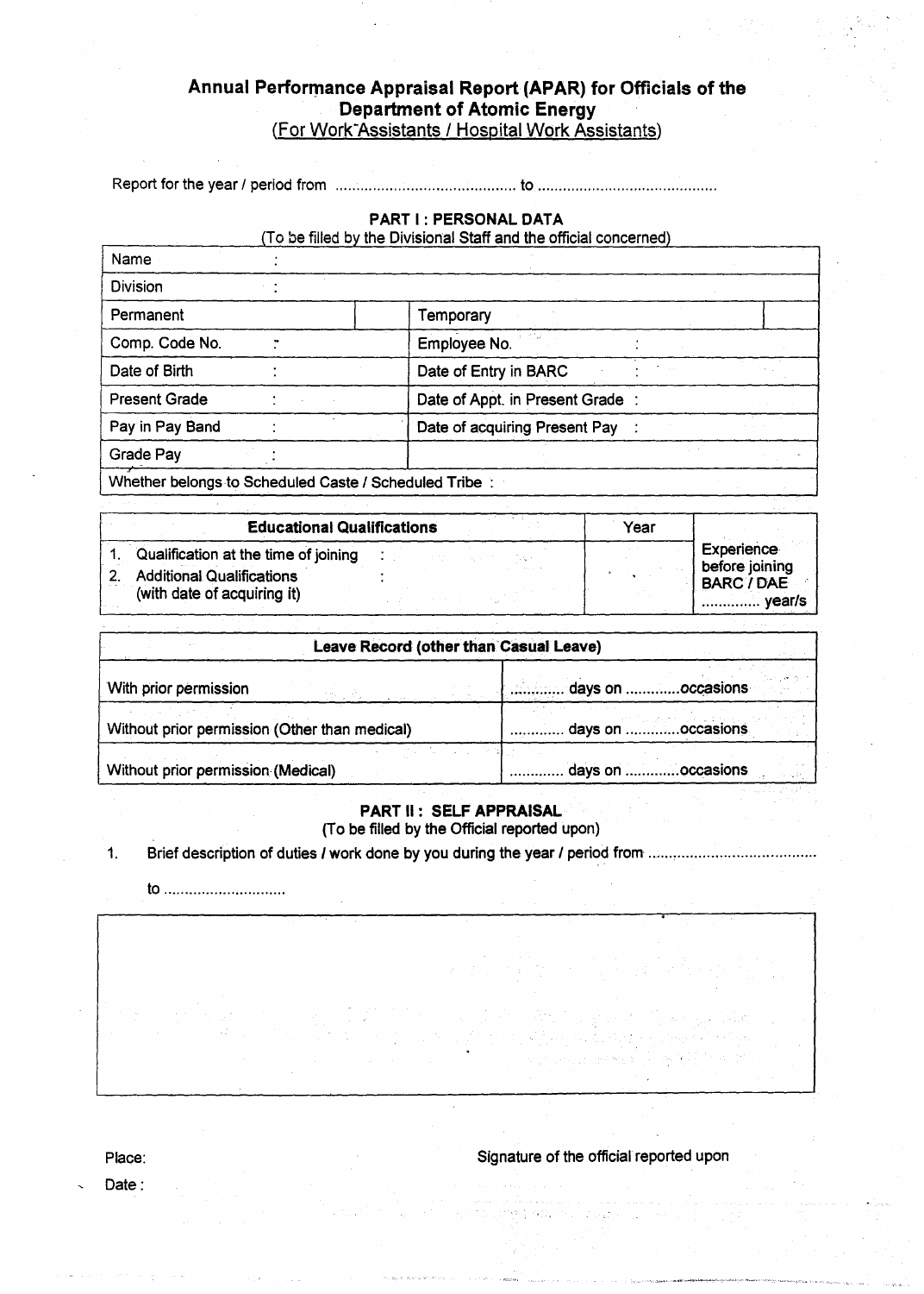# Annual Performance Appraisal Report (APAR) for Officials of the Department of Atomic Energy

(For Work Assistants / Hospital Work Assistants)

Report for the year / period from .......................................... to ..........................................

## PART I : PERSONAL DATA

(To be filled by the Divisional Staff and the official concerned)

| | | | |
|---|---|---|---|
| Name : | | | |
| Division : | | | |
| Permanent | | Temporary | |
| Comp. Code No. : | | Employee No. : | |
| Date of Birth : | | Date of Entry in BARC : | |
| Present Grade : | | Date of Appt. in Present Grade : | |
| Pay in Pay Band : | | Date of acquiring Present Pay : | |
| Grade Pay : | | | |
| Whether belongs to Scheduled Caste / Scheduled Tribe : | | | |

| Educational Qualifications | Year | |
|---|---|---|
| 1. Qualification at the time of joining :<br>2. Additional Qualifications (with date of acquiring it) : | | Experience before joining BARC / DAE ............. year/s |

| Leave Record (other than Casual Leave) | |
|---|---|
| With prior permission | ............ days on ............occasions |
| Without prior permission (Other than medical) | ............ days on ............occasions |
| Without prior permission (Medical) | ............ days on ............occasions |

## PART II : SELF APPRAISAL

(To be filled by the Official reported upon)

1. Brief description of duties / work done by you during the year / period from .......................................

   to ............................

| |
|---|
| |

Place:

Date :

Signature of the official reported upon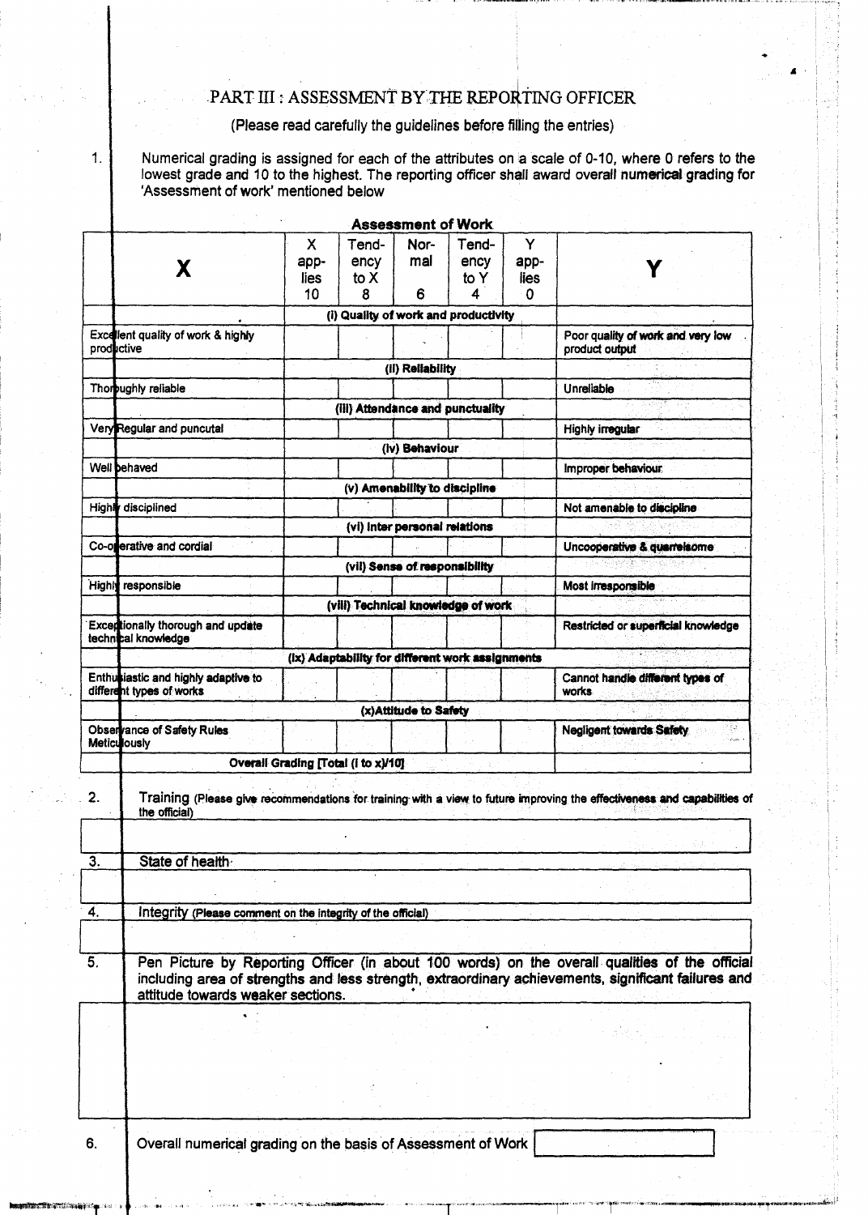# PART III : ASSESSMENT BY THE REPORTING OFFICER

(Please read carefully the guidelines before filling the entries)

1. Numerical grading is assigned for each of the attributes on a scale of 0-10, where 0 refers to the lowest grade and 10 to the highest. The reporting officer shall award overall numerical grading for 'Assessment of work' mentioned below

**Assessment of Work**

| X | X applies 10 | Tendency to X 8 | Normal 6 | Tendency to Y 4 | Y applies 0 | Y |
|---|---|---|---|---|---|---|
| | (i) Quality of work and productivity | | | | | |
| Excellent quality of work & highly productive | | | | | | Poor quality of work and very low product output |
| | (ii) Reliability | | | | | |
| Thoroughly reliable | | | | | | Unreliable |
| | (iii) Attendance and punctuality | | | | | |
| Very Regular and puncutal | | | | | | Highly irregular |
| | (iv) Behaviour | | | | | |
| Well behaved | | | | | | Improper behaviour |
| | (v) Amenability to discipline | | | | | |
| Highly disciplined | | | | | | Not amenable to discipline |
| | (vi) Inter personal relations | | | | | |
| Co-operative and cordial | | | | | | Uncooperative & quarrelsome |
| | (vii) Sense of responsibility | | | | | |
| Highly responsible | | | | | | Most irresponsible |
| | (viii) Technical knowledge of work | | | | | |
| Exceptionally thorough and update technical knowledge | | | | | | Restricted or superficial knowledge |
| | (ix) Adaptability for different work assignments | | | | | |
| Enthusiastic and highly adaptive to different types of works | | | | | | Cannot handle different types of works |
| | (x)Attitude to Safety | | | | | |
| Observance of Safety Rules Meticulously | | | | | | Negligent towards Safety |
| Overall Grading [Total (i to x)/10] | | | | | | |

2. Training (Please give recommendations for training with a view to future improving the effectiveness and capabilities of the official)

3. State of health

4. Integrity (Please comment on the integrity of the official)

5. Pen Picture by Reporting Officer (in about 100 words) on the overall qualities of the official including area of strengths and less strength, extraordinary achievements, significant failures and attitude towards weaker sections.

6. Overall numerical grading on the basis of Assessment of Work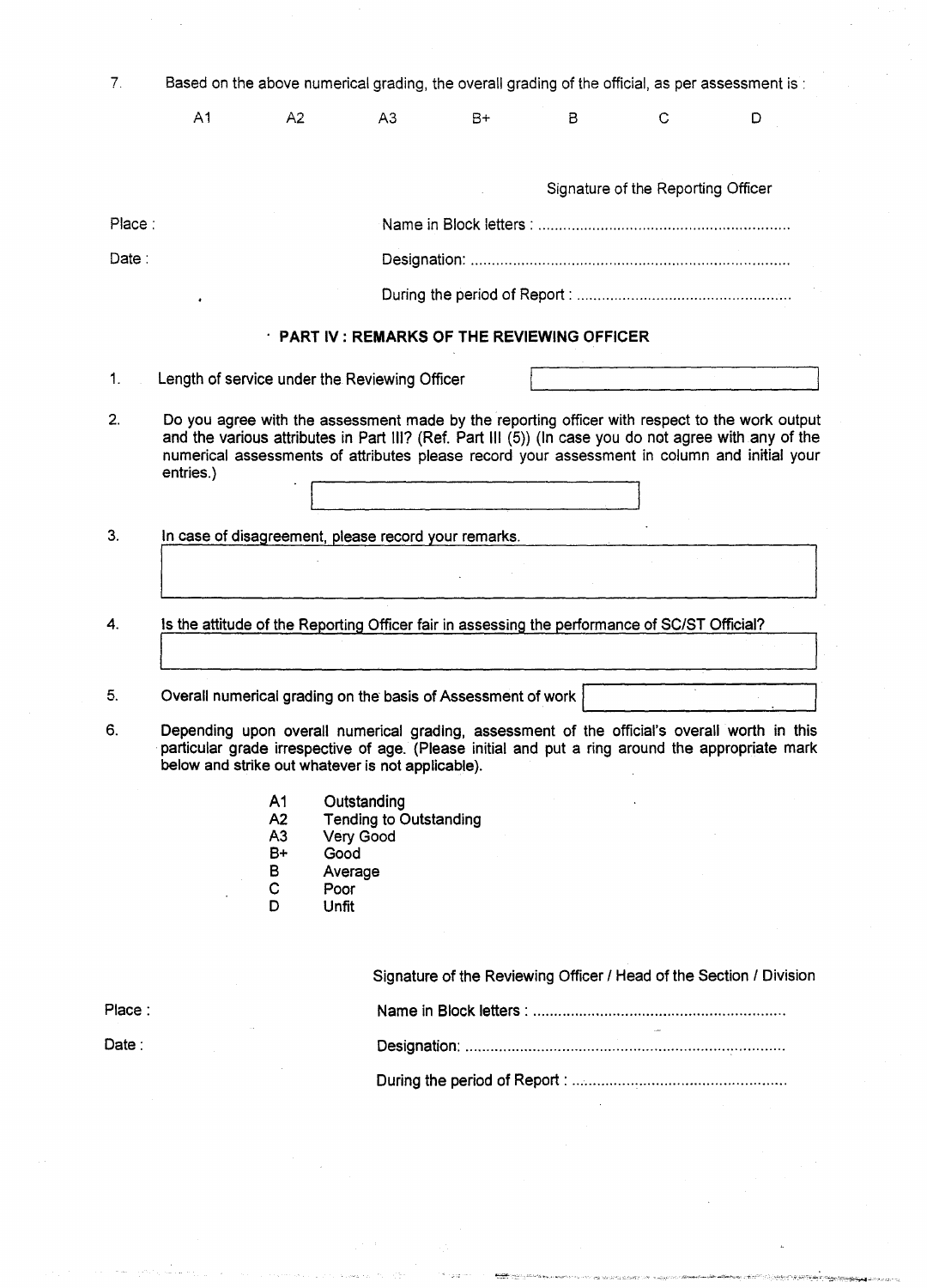7. Based on the above numerical grading, the overall grading of the official, as per assessment is :

A1 A2 A3 B+ B C D

Signature of the Reporting Officer

Place :

Name in Block letters : ............................................................

Date :

Designation: ............................................................................

During the period of Report : ...................................................

## PART IV : REMARKS OF THE REVIEWING OFFICER

1. Length of service under the Reviewing Officer

2. Do you agree with the assessment made by the reporting officer with respect to the work output and the various attributes in Part III? (Ref. Part III (5)) (In case you do not agree with any of the numerical assessments of attributes please record your assessment in column and initial your entries.)

3. In case of disagreement, please record your remarks.

4. Is the attitude of the Reporting Officer fair in assessing the performance of SC/ST Official?

5. Overall numerical grading on the basis of Assessment of work

6. Depending upon overall numerical grading, assessment of the official's overall worth in this particular grade irrespective of age. (Please initial and put a ring around the appropriate mark below and strike out whatever is not applicable).

| | |
|---|---|
| A1 | Outstanding |
| A2 | Tending to Outstanding |
| A3 | Very Good |
| B+ | Good |
| B | Average |
| C | Poor |
| D | Unfit |

Signature of the Reviewing Officer / Head of the Section / Division

Place :

Name in Block letters : ............................................................

Date :

Designation: ............................................................................

During the period of Report : ...................................................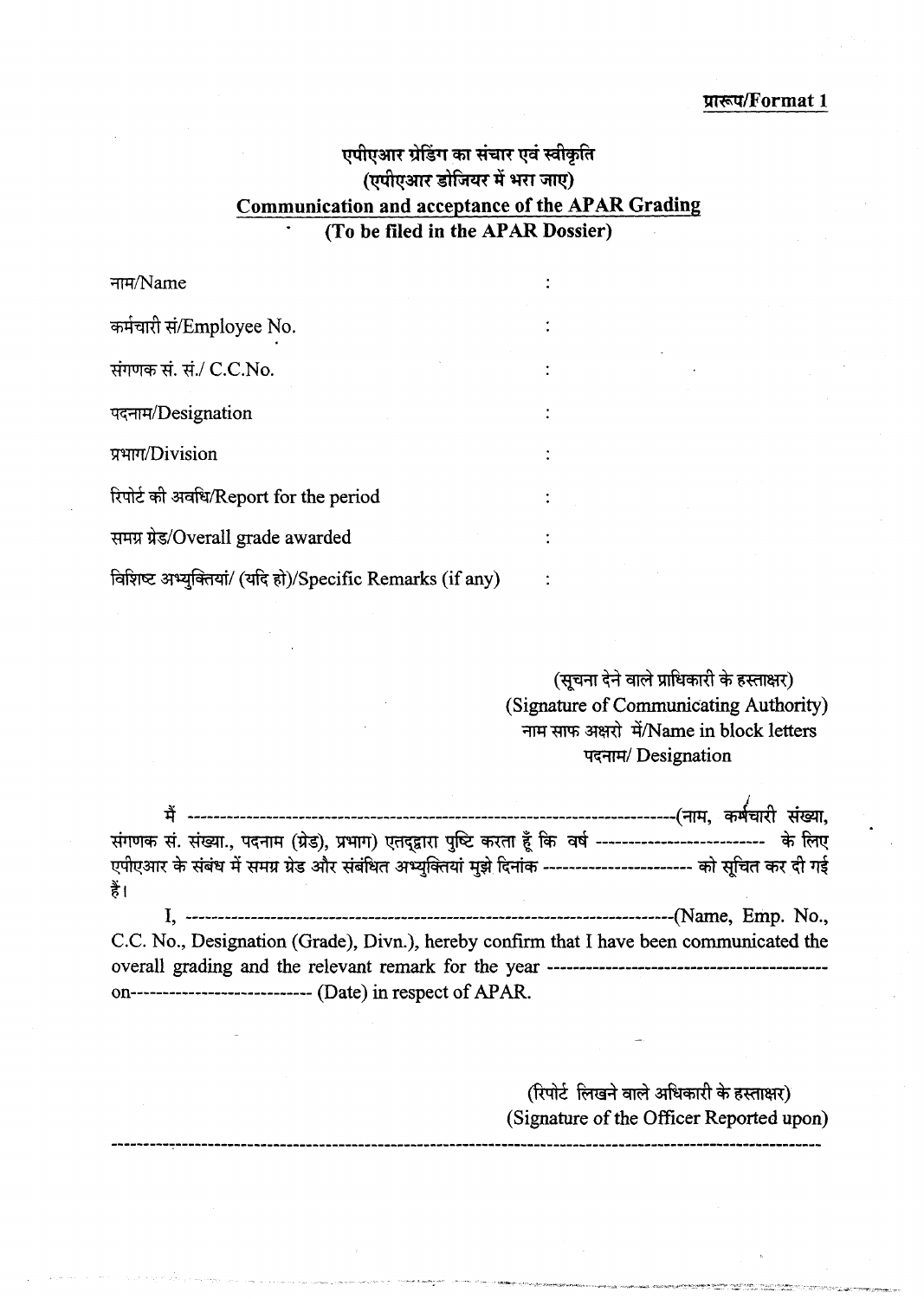प्रारूप/Format 1

## एपीएआर ग्रेडिंग का संचार एवं स्वीकृति
## (एपीएआर डोजियर में भरा जाए)
## Communication and acceptance of the APAR Grading
## (To be filed in the APAR Dossier)

| | |
|---|---|
| नाम/Name | : |
| कर्मचारी सं/Employee No. | : |
| संगणक सं. सं./ C.C.No. | : |
| पदनाम/Designation | : |
| प्रभाग/Division | : |
| रिपोर्ट की अवधि/Report for the period | : |
| समग्र ग्रेड/Overall grade awarded | : |
| विशिष्ट अभ्युक्तियां/ (यदि हो)/Specific Remarks (if any) | : |

(सूचना देने वाले प्राधिकारी के हस्ताक्षर)
(Signature of Communicating Authority)
नाम साफ अक्षरो में/Name in block letters
पदनाम/ Designation

मैं ---------------------------------------------------------------------------(नाम, कर्मचारी संख्या, संगणक सं. संख्या., पदनाम (ग्रेड), प्रभाग) एतद्द्वारा पुष्टि करता हूँ कि वर्ष -------------------------- के लिए एपीएआर के संबंध में समग्र ग्रेड और संबंधित अभ्युक्तियां मुझे दिनांक ----------------------- को सूचित कर दी गई हैं।

I, --------------------------------------------------------------------------(Name, Emp. No., C.C. No., Designation (Grade), Divn.), hereby confirm that I have been communicated the overall grading and the relevant remark for the year ------------------------------------------ on---------------------------- (Date) in respect of APAR.

(रिपोर्ट लिखने वाले अधिकारी के हस्ताक्षर)
(Signature of the Officer Reported upon)

---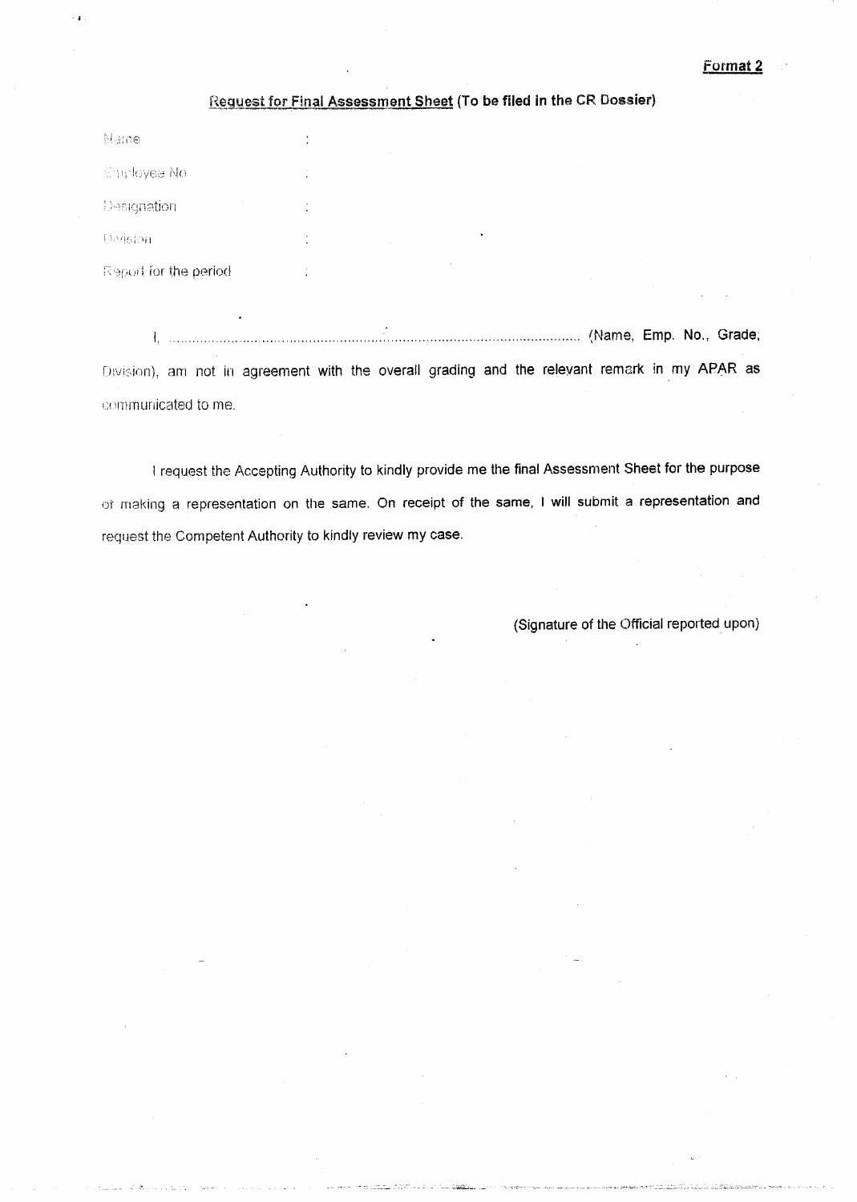**Format 2**

## Request for Final Assessment Sheet (To be filed in the CR Dossier)

Name :

Employee No :

Designation :

Division :

Report for the period :

I, ........................................................................................................................ (Name, Emp. No., Grade, Division), am not in agreement with the overall grading and the relevant remark in my APAR as communicated to me.

I request the Accepting Authority to kindly provide me the final Assessment Sheet for the purpose of making a representation on the same. On receipt of the same, I will submit a representation and request the Competent Authority to kindly review my case.

(Signature of the Official reported upon)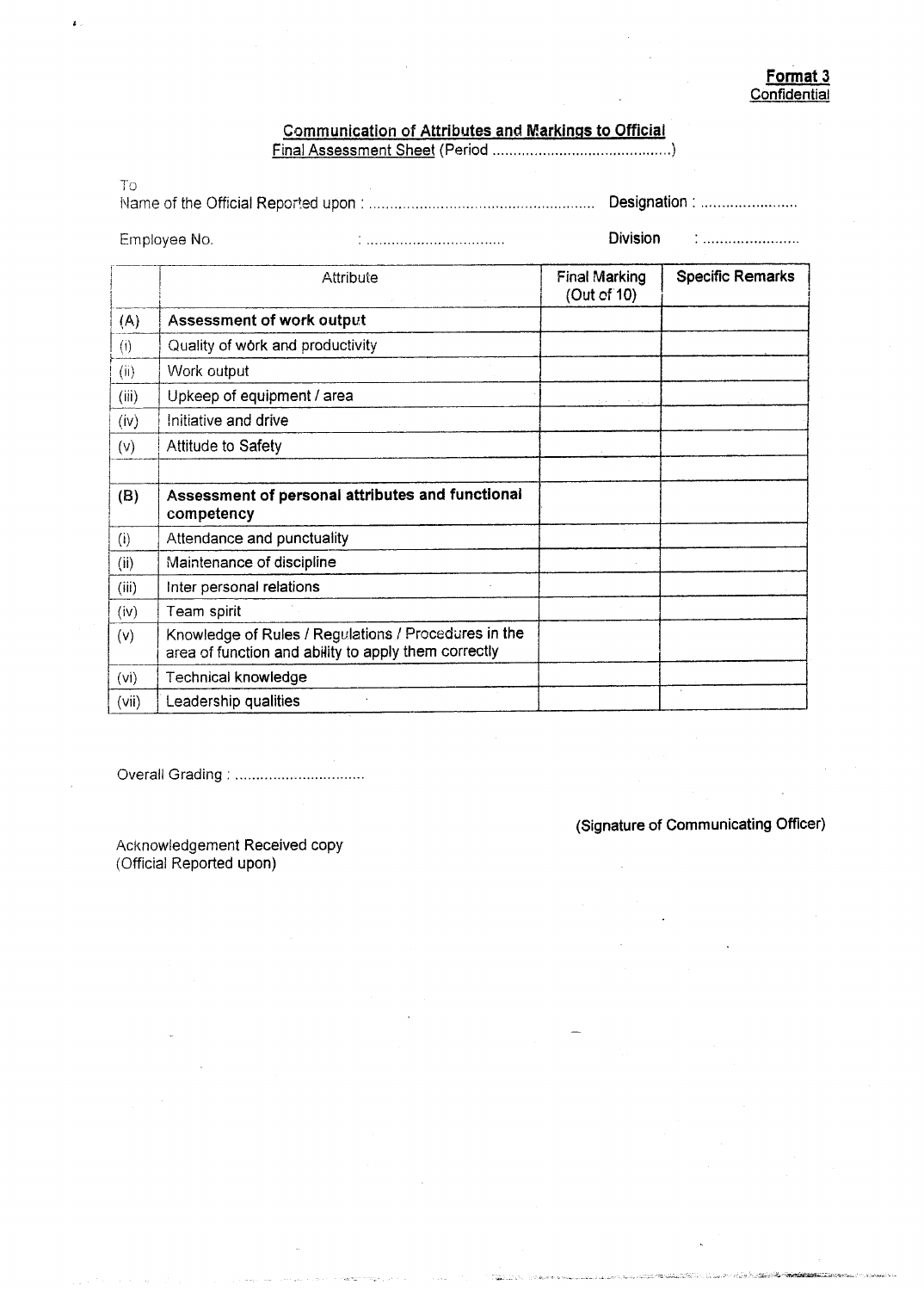**Format 3**
Confidential

## Communication of Attributes and Markings to Official

Final Assessment Sheet (Period ..........................................)

To
Name of the Official Reported upon : ..................................................... **Designation** : .......................

Employee No. : ................................ **Division** : .......................

| | Attribute | Final Marking (Out of 10) | Specific Remarks |
|---|---|---|---|
| (A) | **Assessment of work output** | | |
| (i) | Quality of wórk and productivity | | |
| (ii) | Work output | | |
| (iii) | Upkeep of equipment / area | | |
| (iv) | Initiative and drive | | |
| (v) | Attitude to Safety | | |
| | | | |
| (B) | **Assessment of personal attributes and functional competency** | | |
| (i) | Attendance and punctuality | | |
| (ii) | Maintenance of discipline | | |
| (iii) | Inter personal relations | | |
| (iv) | Team spirit | | |
| (v) | Knowledge of Rules / Regulations / Procedures in the area of function and ability to apply them correctly | | |
| (vi) | Technical knowledge | | |
| (vii) | Leadership qualities | | |

Overall Grading : ...............................

**(Signature of Communicating Officer)**

Acknowledgement Received copy
(Official Reported upon)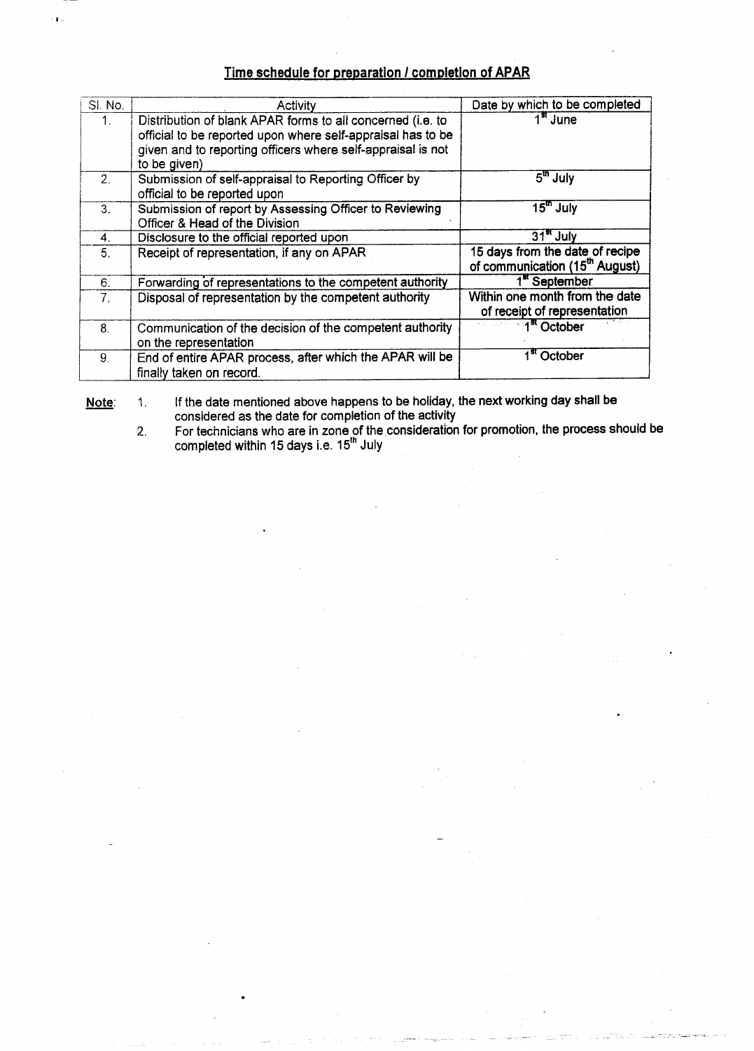## Time schedule for preparation / completion of APAR

| Sl. No. | Activity | Date by which to be completed |
|---|---|---|
| 1. | Distribution of blank APAR forms to all concerned (i.e. to official to be reported upon where self-appraisal has to be given and to reporting officers where self-appraisal is not to be given) | 1st June |
| 2. | Submission of self-appraisal to Reporting Officer by official to be reported upon | 5th July |
| 3. | Submission of report by Assessing Officer to Reviewing Officer & Head of the Division | 15th July |
| 4. | Disclosure to the official reported upon | 31st July |
| 5. | Receipt of representation, if any on APAR | 15 days from the date of recipe of communication (15th August) |
| 6. | Forwarding of representations to the competent authority | 1st September |
| 7. | Disposal of representation by the competent authority | Within one month from the date of receipt of representation |
| 8. | Communication of the decision of the competent authority on the representation | 1st October |
| 9. | End of entire APAR process, after which the APAR will be finally taken on record. | 1st October |

**Note**:

1. If the date mentioned above happens to be holiday, the next working day shall be considered as the date for completion of the activity
2. For technicians who are in zone of the consideration for promotion, the process should be completed within 15 days i.e. 15th July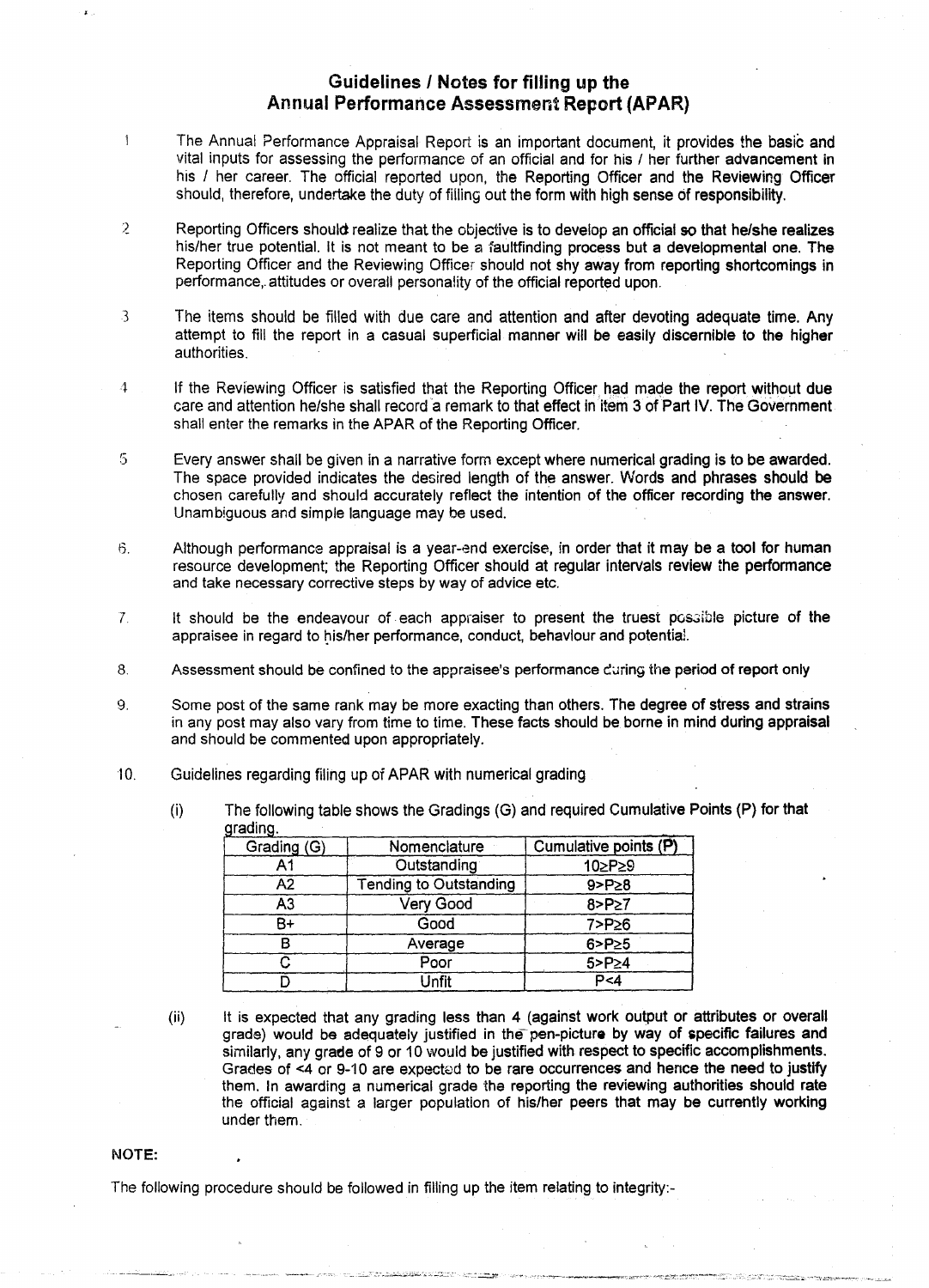## Guidelines / Notes for filling up the Annual Performance Assessment Report (APAR)

1. The Annual Performance Appraisal Report is an important document, it provides the basic and vital inputs for assessing the performance of an official and for his / her further advancement in his / her career. The official reported upon, the Reporting Officer and the Reviewing Officer should, therefore, undertake the duty of filling out the form with high sense of responsibility.

2. Reporting Officers should realize that the objective is to develop an official so that he/she realizes his/her true potential. It is not meant to be a faultfinding process but a developmental one. The Reporting Officer and the Reviewing Officer should not shy away from reporting shortcomings in performance, attitudes or overall personality of the official reported upon.

3. The items should be filled with due care and attention and after devoting adequate time. Any attempt to fill the report in a casual superficial manner will be easily discernible to the higher authorities.

4. If the Reviewing Officer is satisfied that the Reporting Officer had made the report without due care and attention he/she shall record a remark to that effect in item 3 of Part IV. The Government shall enter the remarks in the APAR of the Reporting Officer.

5. Every answer shall be given in a narrative form except where numerical grading is to be awarded. The space provided indicates the desired length of the answer. Words and phrases should be chosen carefully and should accurately reflect the intention of the officer recording the answer. Unambiguous and simple language may be used.

6. Although performance appraisal is a year-end exercise, in order that it may be a tool for human resource development; the Reporting Officer should at regular intervals review the performance and take necessary corrective steps by way of advice etc.

7. It should be the endeavour of each appraiser to present the truest possible picture of the appraisee in regard to his/her performance, conduct, behaviour and potential.

8. Assessment should be confined to the appraisee's performance during the period of report only

9. Some post of the same rank may be more exacting than others. The degree of stress and strains in any post may also vary from time to time. These facts should be borne in mind during appraisal and should be commented upon appropriately.

10. Guidelines regarding filing up of APAR with numerical grading

    (i) The following table shows the Gradings (G) and required Cumulative Points (P) for that grading.

| Grading (G) | Nomenclature | Cumulative points (P) |
|---|---|---|
| A1 | Outstanding | $10 \geq P \geq 9$ |
| A2 | Tending to Outstanding | $9 > P \geq 8$ |
| A3 | Very Good | $8 > P \geq 7$ |
| B+ | Good | $7 > P \geq 6$ |
| B | Average | $6 > P \geq 5$ |
| C | Poor | $5 > P \geq 4$ |
| D | Unfit | $P < 4$ |

    (ii) It is expected that any grading less than 4 (against work output or attributes or overall grade) would be adequately justified in the pen-picture by way of specific failures and similarly, any grade of 9 or 10 would be justified with respect to specific accomplishments. Grades of <4 or 9-10 are expected to be rare occurrences and hence the need to justify them. In awarding a numerical grade the reporting the reviewing authorities should rate the official against a larger population of his/her peers that may be currently working under them.

**NOTE:**

The following procedure should be followed in filling up the item relating to integrity:-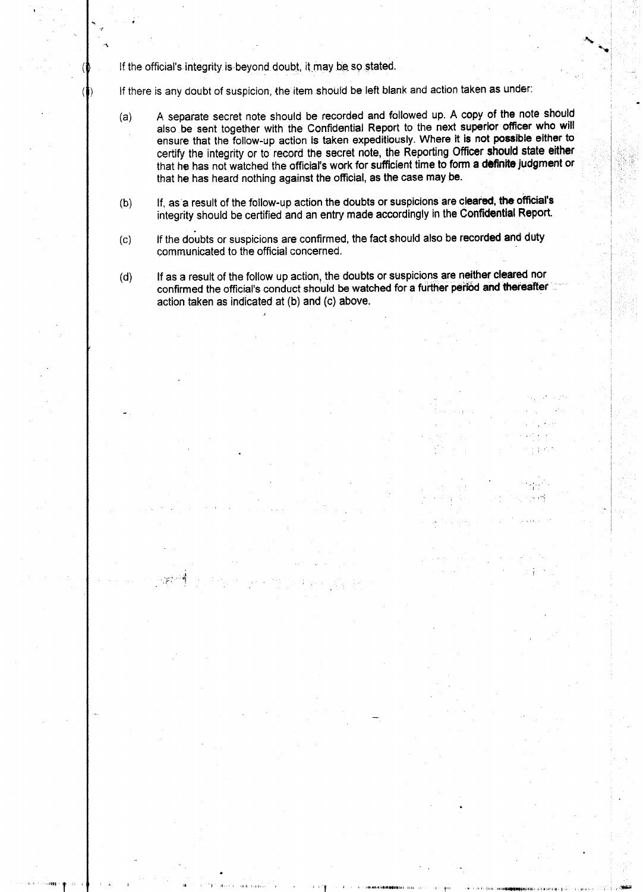(i) If the official's integrity is beyond doubt, it may be so stated.

(ii) If there is any doubt of suspicion, the item should be left blank and action taken as under:

(a) A separate secret note should be recorded and followed up. A copy of the note should also be sent together with the Confidential Report to the next superior officer who will ensure that the follow-up action is taken expeditiously. Where it is not possible either to certify the integrity or to record the secret note, the Reporting Officer should state either that he has not watched the official's work for sufficient time to form a definite judgment or that he has heard nothing against the official, as the case may be.

(b) If, as a result of the follow-up action the doubts or suspicions are cleared, the official's integrity should be certified and an entry made accordingly in the Confidential Report.

(c) If the doubts or suspicions are confirmed, the fact should also be recorded and duty communicated to the official concerned.

(d) If as a result of the follow up action, the doubts or suspicions are neither cleared nor confirmed the official's conduct should be watched for a further period and thereafter action taken as indicated at (b) and (c) above.